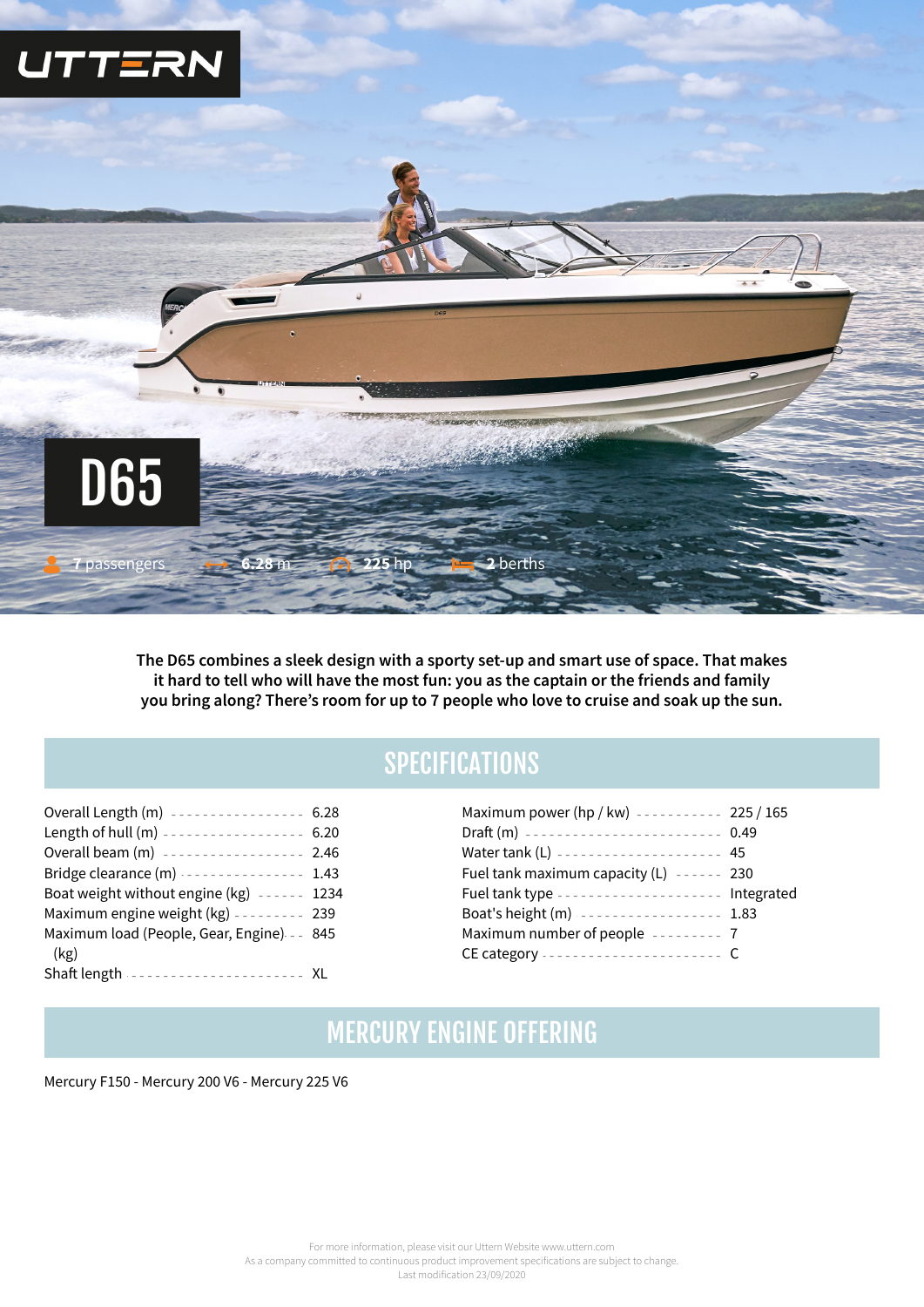UTTERN

# D65

7 passengers · 6.28 m · 225 hp · 2 berths

**The D65 combines a sleek design with a sporty set-up and smart use of space. That makes it hard to tell who will have the most fun: you as the captain or the friends and family you bring along? There's room for up to 7 people who love to cruise and soak up the sun.**

## SPECIFICATIONS

| Specification | Value |
|---|---|
| Overall Length (m) | 6.28 |
| Length of hull (m) | 6.20 |
| Overall beam (m) | 2.46 |
| Bridge clearance (m) | 1.43 |
| Boat weight without engine (kg) | 1234 |
| Maximum engine weight (kg) | 239 |
| Maximum load (People, Gear, Engine) (kg) | 845 |
| Shaft length | XL |
| Maximum power (hp / kw) | 225 / 165 |
| Draft (m) | 0.49 |
| Water tank (L) | 45 |
| Fuel tank maximum capacity (L) | 230 |
| Fuel tank type | Integrated |
| Boat's height (m) | 1.83 |
| Maximum number of people | 7 |
| CE category | C |

## MERCURY ENGINE OFFERING

Mercury F150 - Mercury 200 V6 - Mercury 225 V6

For more information, please visit our Uttern Website www.uttern.com
As a company committed to continuous product improvement specifications are subject to change.
Last modification 23/09/2020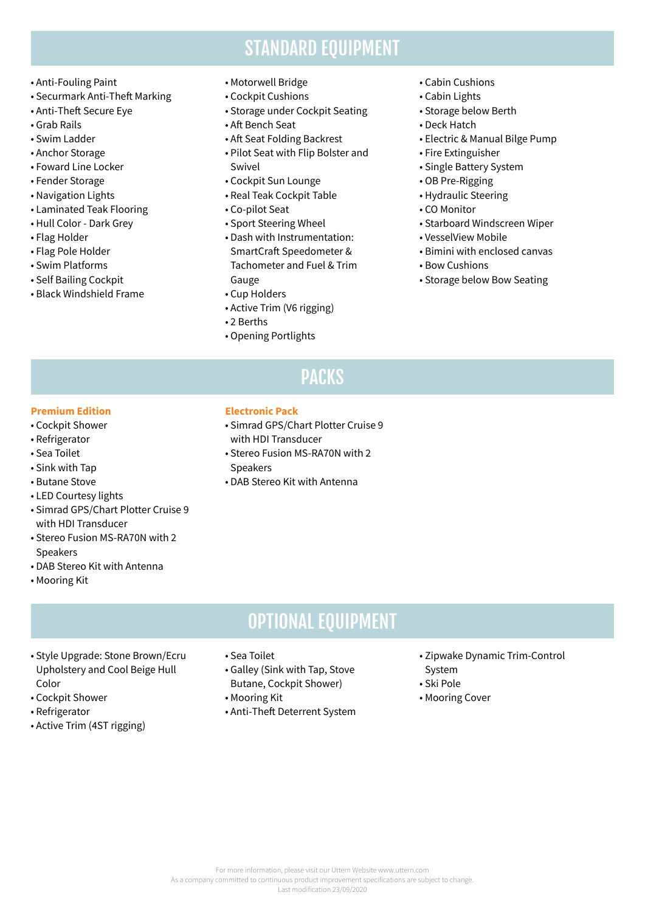# STANDARD EQUIPMENT

- Anti-Fouling Paint
- Securmark Anti-Theft Marking
- Anti-Theft Secure Eye
- Grab Rails
- Swim Ladder
- Anchor Storage
- Foward Line Locker
- Fender Storage
- Navigation Lights
- Laminated Teak Flooring
- Hull Color - Dark Grey
- Flag Holder
- Flag Pole Holder
- Swim Platforms
- Self Bailing Cockpit
- Black Windshield Frame
- Motorwell Bridge
- Cockpit Cushions
- Storage under Cockpit Seating
- Aft Bench Seat
- Aft Seat Folding Backrest
- Pilot Seat with Flip Bolster and Swivel
- Cockpit Sun Lounge
- Real Teak Cockpit Table
- Co-pilot Seat
- Sport Steering Wheel
- Dash with Instrumentation: SmartCraft Speedometer & Tachometer and Fuel & Trim Gauge
- Cup Holders
- Active Trim (V6 rigging)
- 2 Berths
- Opening Portlights
- Cabin Cushions
- Cabin Lights
- Storage below Berth
- Deck Hatch
- Electric & Manual Bilge Pump
- Fire Extinguisher
- Single Battery System
- OB Pre-Rigging
- Hydraulic Steering
- CO Monitor
- Starboard Windscreen Wiper
- VesselView Mobile
- Bimini with enclosed canvas
- Bow Cushions
- Storage below Bow Seating

# PACKS

**Premium Edition**

- Cockpit Shower
- Refrigerator
- Sea Toilet
- Sink with Tap
- Butane Stove
- LED Courtesy lights
- Simrad GPS/Chart Plotter Cruise 9 with HDI Transducer
- Stereo Fusion MS-RA70N with 2 Speakers
- DAB Stereo Kit with Antenna
- Mooring Kit

**Electronic Pack**

- Simrad GPS/Chart Plotter Cruise 9 with HDI Transducer
- Stereo Fusion MS-RA70N with 2 Speakers
- DAB Stereo Kit with Antenna

# OPTIONAL EQUIPMENT

- Style Upgrade: Stone Brown/Ecru Upholstery and Cool Beige Hull Color
- Cockpit Shower
- Refrigerator
- Active Trim (4ST rigging)
- Sea Toilet
- Galley (Sink with Tap, Stove Butane, Cockpit Shower)
- Mooring Kit
- Anti-Theft Deterrent System
- Zipwake Dynamic Trim-Control System
- Ski Pole
- Mooring Cover

For more information, please visit our Uttern Website www.uttern.com
As a company committed to continuous product improvement specifications are subject to change.
Last modification 23/09/2020